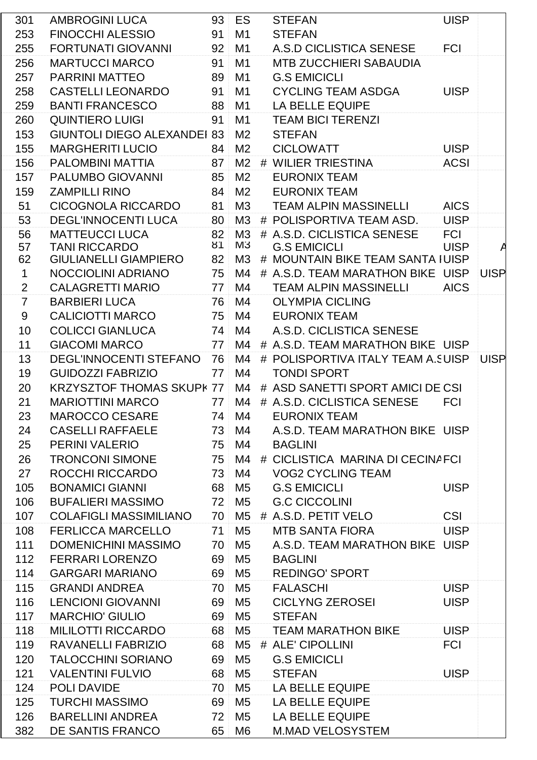| | | | | | | | |
|---|---|---|---|---|---|---|---|
| 301 | AMBROGINI LUCA | 93 | ES | | STEFAN | UISP | |
| 253 | FINOCCHI ALESSIO | 91 | M1 | | STEFAN | | |
| 255 | FORTUNATI GIOVANNI | 92 | M1 | | A.S.D CICLISTICA SENESE | FCI | |
| 256 | MARTUCCI MARCO | 91 | M1 | | MTB ZUCCHIERI SABAUDIA | | |
| 257 | PARRINI MATTEO | 89 | M1 | | G.S EMICICLI | | |
| 258 | CASTELLI LEONARDO | 91 | M1 | | CYCLING TEAM ASDGA | UISP | |
| 259 | BANTI FRANCESCO | 88 | M1 | | LA BELLE EQUIPE | | |
| 260 | QUINTIERO LUIGI | 91 | M1 | | TEAM BICI TERENZI | | |
| 153 | GIUNTOLI DIEGO ALEXANDEI | 83 | M2 | | STEFAN | | |
| 155 | MARGHERITI LUCIO | 84 | M2 | | CICLOWATT | UISP | |
| 156 | PALOMBINI MATTIA | 87 | M2 | # | WILIER TRIESTINA | ACSI | |
| 157 | PALUMBO GIOVANNI | 85 | M2 | | EURONIX TEAM | | |
| 159 | ZAMPILLI RINO | 84 | M2 | | EURONIX TEAM | | |
| 51 | CICOGNOLA RICCARDO | 81 | M3 | | TEAM ALPIN MASSINELLI | AICS | |
| 53 | DEGL'INNOCENTI LUCA | 80 | M3 | # | POLISPORTIVA TEAM ASD. | UISP | |
| 56 | MATTEUCCI LUCA | 82 | M3 | # | A.S.D. CICLISTICA SENESE | FCI | |
| 57 | TANI RICCARDO | 81 | M3 | | G.S EMICICLI | UISP | A |
| 62 | GIULIANELLI GIAMPIERO | 82 | M3 | # | MOUNTAIN BIKE TEAM SANTA I | UISP | |
| 1 | NOCCIOLINI ADRIANO | 75 | M4 | # | A.S.D. TEAM MARATHON BIKE | UISP | UISP |
| 2 | CALAGRETTI MARIO | 77 | M4 | | TEAM ALPIN MASSINELLI | AICS | |
| 7 | BARBIERI LUCA | 76 | M4 | | OLYMPIA CICLING | | |
| 9 | CALICIOTTI MARCO | 75 | M4 | | EURONIX TEAM | | |
| 10 | COLICCI GIANLUCA | 74 | M4 | | A.S.D. CICLISTICA SENESE | | |
| 11 | GIACOMI MARCO | 77 | M4 | # | A.S.D. TEAM MARATHON BIKE | UISP | |
| 13 | DEGL'INNOCENTI STEFANO | 76 | M4 | # | POLISPORTIVA ITALY TEAM A.S | UISP | UISP |
| 19 | GUIDOZZI FABRIZIO | 77 | M4 | | TONDI SPORT | | |
| 20 | KRZYSZTOF THOMAS SKUPK | 77 | M4 | # | ASD SANETTI SPORT AMICI DE | CSI | |
| 21 | MARIOTTINI MARCO | 77 | M4 | # | A.S.D. CICLISTICA SENESE | FCI | |
| 23 | MAROCCO CESARE | 74 | M4 | | EURONIX TEAM | | |
| 24 | CASELLI RAFFAELE | 73 | M4 | | A.S.D. TEAM MARATHON BIKE | UISP | |
| 25 | PERINI VALERIO | 75 | M4 | | BAGLINI | | |
| 26 | TRONCONI SIMONE | 75 | M4 | # | CICLISTICA MARINA DI CECINA | FCI | |
| 27 | ROCCHI RICCARDO | 73 | M4 | | VOG2 CYCLING TEAM | | |
| 105 | BONAMICI GIANNI | 68 | M5 | | G.S EMICICLI | UISP | |
| 106 | BUFALIERI MASSIMO | 72 | M5 | | G.C CICCOLINI | | |
| 107 | COLAFIGLI MASSIMILIANO | 70 | M5 | # | A.S.D. PETIT VELO | CSI | |
| 108 | FERLICCA MARCELLO | 71 | M5 | | MTB SANTA FIORA | UISP | |
| 111 | DOMENICHINI MASSIMO | 70 | M5 | | A.S.D. TEAM MARATHON BIKE | UISP | |
| 112 | FERRARI LORENZO | 69 | M5 | | BAGLINI | | |
| 114 | GARGARI MARIANO | 69 | M5 | | REDINGO' SPORT | | |
| 115 | GRANDI ANDREA | 70 | M5 | | FALASCHI | UISP | |
| 116 | LENCIONI GIOVANNI | 69 | M5 | | CICLYNG ZEROSEI | UISP | |
| 117 | MARCHIO' GIULIO | 69 | M5 | | STEFAN | | |
| 118 | MILILOTTI RICCARDO | 68 | M5 | | TEAM MARATHON BIKE | UISP | |
| 119 | RAVANELLI FABRIZIO | 68 | M5 | # | ALE' CIPOLLINI | FCI | |
| 120 | TALOCCHINI SORIANO | 69 | M5 | | G.S EMICICLI | | |
| 121 | VALENTINI FULVIO | 68 | M5 | | STEFAN | UISP | |
| 124 | POLI DAVIDE | 70 | M5 | | LA BELLE EQUIPE | | |
| 125 | TURCHI MASSIMO | 69 | M5 | | LA BELLE EQUIPE | | |
| 126 | BARELLINI ANDREA | 72 | M5 | | LA BELLE EQUIPE | | |
| 382 | DE SANTIS FRANCO | 65 | M6 | | M.MAD VELOSYSTEM | | |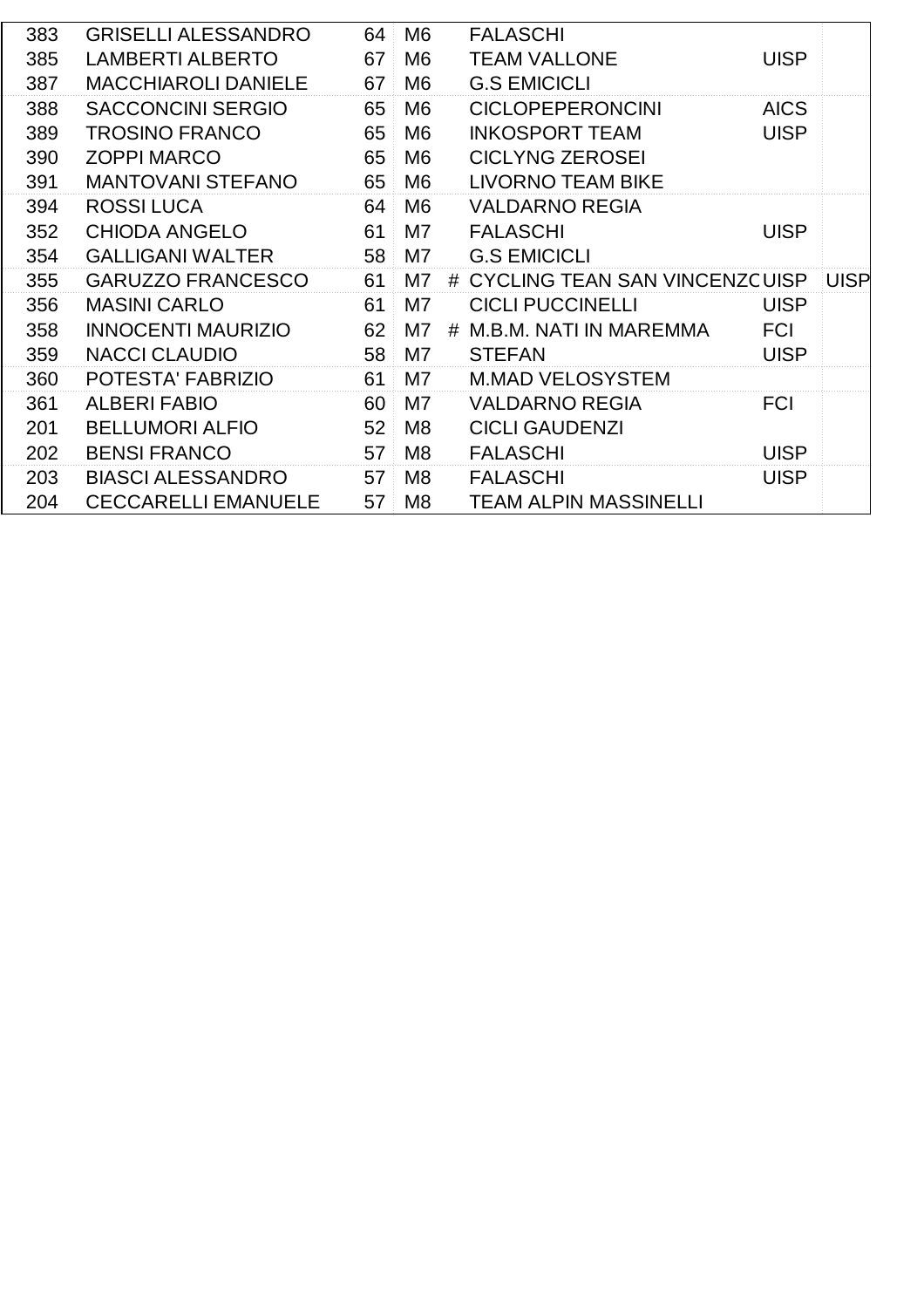| | | | | | | | |
|---|---|---|---|---|---|---|---|
| 383 | GRISELLI ALESSANDRO | 64 | M6 | | FALASCHI | | |
| 385 | LAMBERTI ALBERTO | 67 | M6 | | TEAM VALLONE | UISP | |
| 387 | MACCHIAROLI DANIELE | 67 | M6 | | G.S EMICICLI | | |
| 388 | SACCONCINI SERGIO | 65 | M6 | | CICLOPEPERONCINI | AICS | |
| 389 | TROSINO FRANCO | 65 | M6 | | INKOSPORT TEAM | UISP | |
| 390 | ZOPPI MARCO | 65 | M6 | | CICLYNG ZEROSEI | | |
| 391 | MANTOVANI STEFANO | 65 | M6 | | LIVORNO TEAM BIKE | | |
| 394 | ROSSI LUCA | 64 | M6 | | VALDARNO REGIA | | |
| 352 | CHIODA ANGELO | 61 | M7 | | FALASCHI | UISP | |
| 354 | GALLIGANI WALTER | 58 | M7 | | G.S EMICICLI | | |
| 355 | GARUZZO FRANCESCO | 61 | M7 | # | CYCLING TEAN SAN VINCENZC | UISP | UISP |
| 356 | MASINI CARLO | 61 | M7 | | CICLI PUCCINELLI | UISP | |
| 358 | INNOCENTI MAURIZIO | 62 | M7 | # | M.B.M. NATI IN MAREMMA | FCI | |
| 359 | NACCI CLAUDIO | 58 | M7 | | STEFAN | UISP | |
| 360 | POTESTA' FABRIZIO | 61 | M7 | | M.MAD VELOSYSTEM | | |
| 361 | ALBERI FABIO | 60 | M7 | | VALDARNO REGIA | FCI | |
| 201 | BELLUMORI ALFIO | 52 | M8 | | CICLI GAUDENZI | | |
| 202 | BENSI FRANCO | 57 | M8 | | FALASCHI | UISP | |
| 203 | BIASCI ALESSANDRO | 57 | M8 | | FALASCHI | UISP | |
| 204 | CECCARELLI EMANUELE | 57 | M8 | | TEAM ALPIN MASSINELLI | | |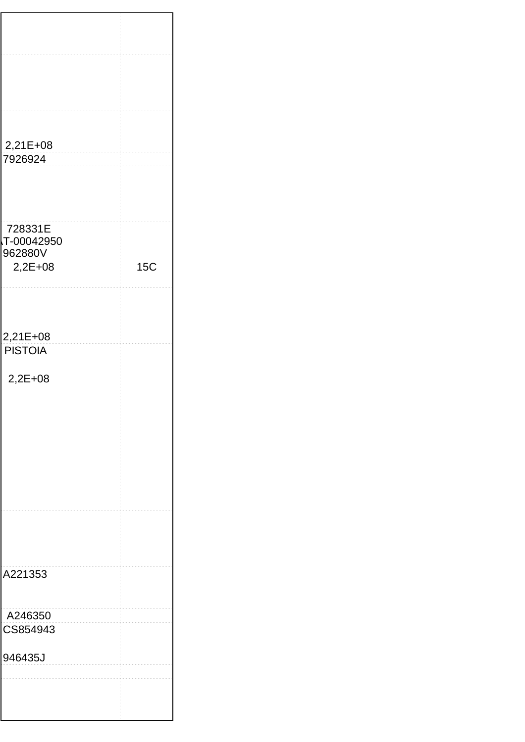| | |
|---|---|
| | |
| | |
| 2,21E+08 | |
| 7926924 | |
| | |
| | |
| 728331E<br>T-00042950<br>962880V<br>2,2E+08 | 15C |
| 2,21E+08 | |
| PISTOIA<br><br>2,2E+08 | |
| | |
| A221353 | |
| A246350 | |
| CS854943<br><br>946435J | |
| | |
| | |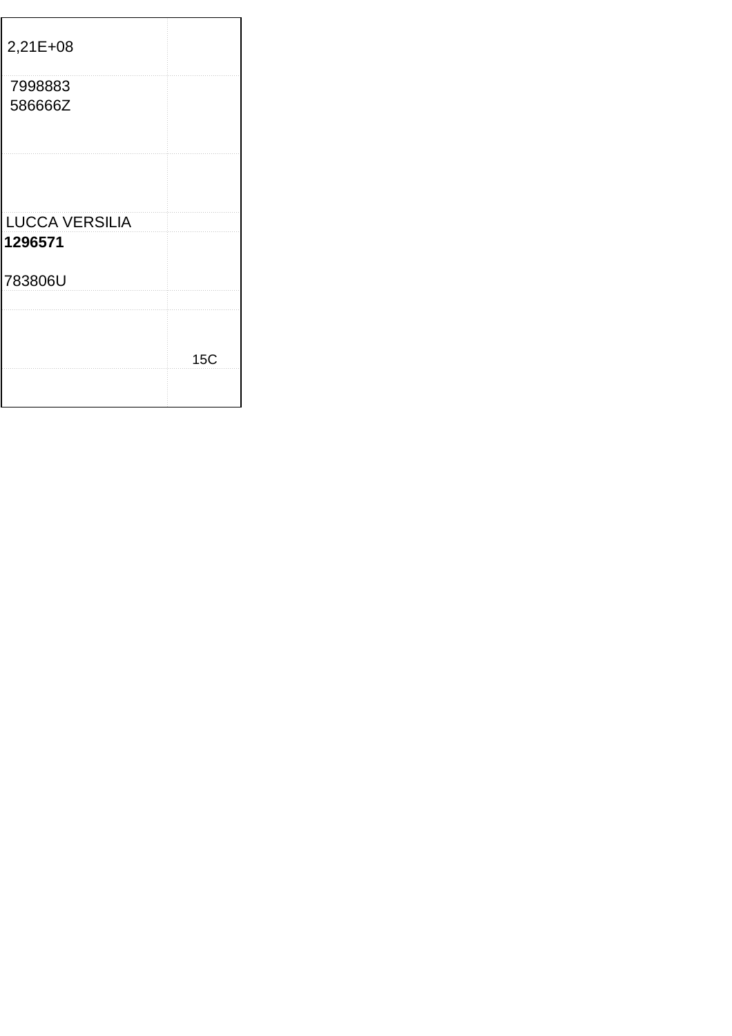| | |
|---|---|
| 2,21E+08 | |
| 7998883<br>586666Z | |
| | |
| LUCCA VERSILIA | |
| **1296571**<br><br>783806U | |
| | |
| | 15C |
| | |